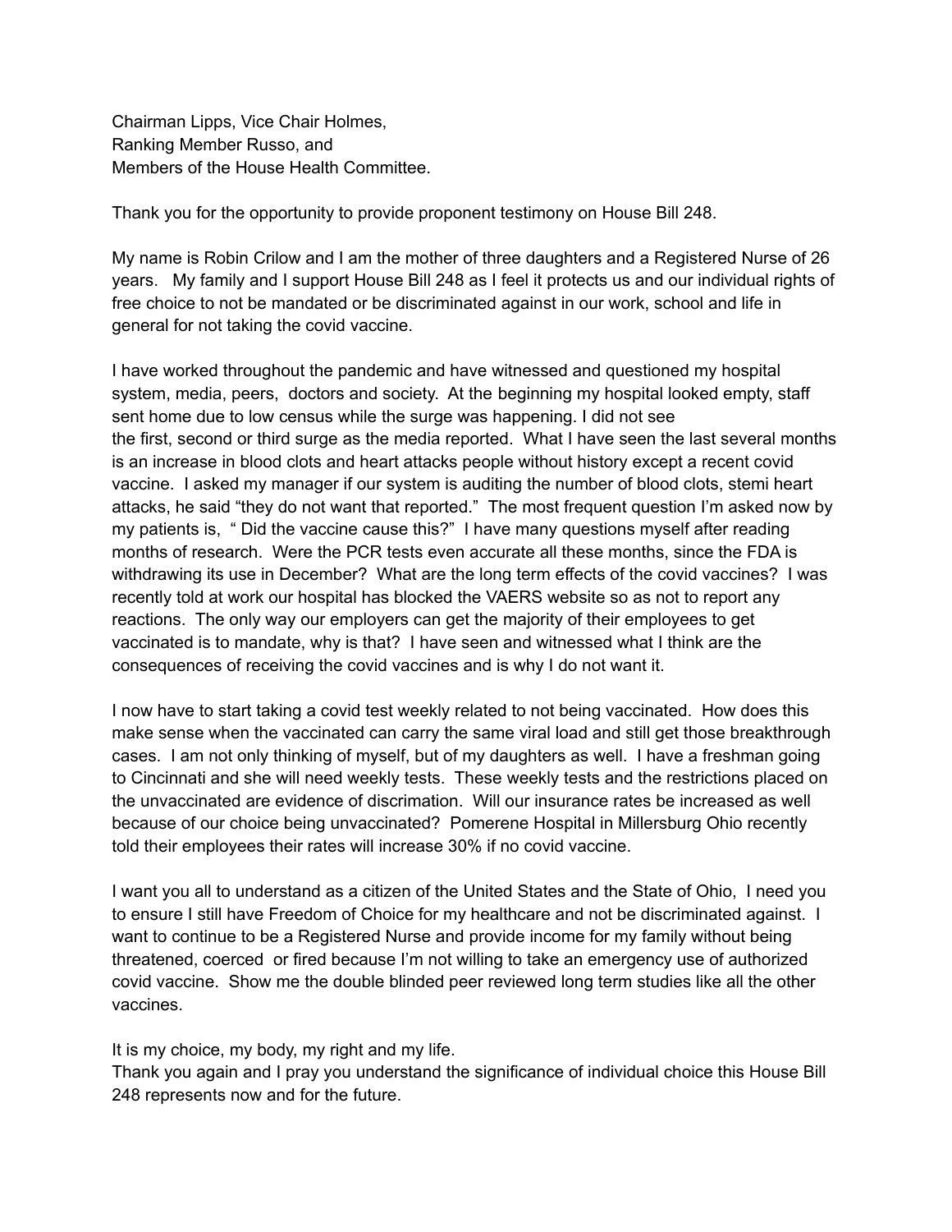Chairman Lipps, Vice Chair Holmes,
Ranking Member Russo, and
Members of the House Health Committee.

Thank you for the opportunity to provide proponent testimony on House Bill 248.

My name is Robin Crilow and I am the mother of three daughters and a Registered Nurse of 26 years. My family and I support House Bill 248 as I feel it protects us and our individual rights of free choice to not be mandated or be discriminated against in our work, school and life in general for not taking the covid vaccine.

I have worked throughout the pandemic and have witnessed and questioned my hospital system, media, peers, doctors and society. At the beginning my hospital looked empty, staff sent home due to low census while the surge was happening. I did not see the first, second or third surge as the media reported. What I have seen the last several months is an increase in blood clots and heart attacks people without history except a recent covid vaccine. I asked my manager if our system is auditing the number of blood clots, stemi heart attacks, he said "they do not want that reported." The most frequent question I'm asked now by my patients is, " Did the vaccine cause this?" I have many questions myself after reading months of research. Were the PCR tests even accurate all these months, since the FDA is withdrawing its use in December? What are the long term effects of the covid vaccines? I was recently told at work our hospital has blocked the VAERS website so as not to report any reactions. The only way our employers can get the majority of their employees to get vaccinated is to mandate, why is that? I have seen and witnessed what I think are the consequences of receiving the covid vaccines and is why I do not want it.

I now have to start taking a covid test weekly related to not being vaccinated. How does this make sense when the vaccinated can carry the same viral load and still get those breakthrough cases. I am not only thinking of myself, but of my daughters as well. I have a freshman going to Cincinnati and she will need weekly tests. These weekly tests and the restrictions placed on the unvaccinated are evidence of discrimation. Will our insurance rates be increased as well because of our choice being unvaccinated? Pomerene Hospital in Millersburg Ohio recently told their employees their rates will increase 30% if no covid vaccine.

I want you all to understand as a citizen of the United States and the State of Ohio, I need you to ensure I still have Freedom of Choice for my healthcare and not be discriminated against. I want to continue to be a Registered Nurse and provide income for my family without being threatened, coerced or fired because I'm not willing to take an emergency use of authorized covid vaccine. Show me the double blinded peer reviewed long term studies like all the other vaccines.

It is my choice, my body, my right and my life.
Thank you again and I pray you understand the significance of individual choice this House Bill 248 represents now and for the future.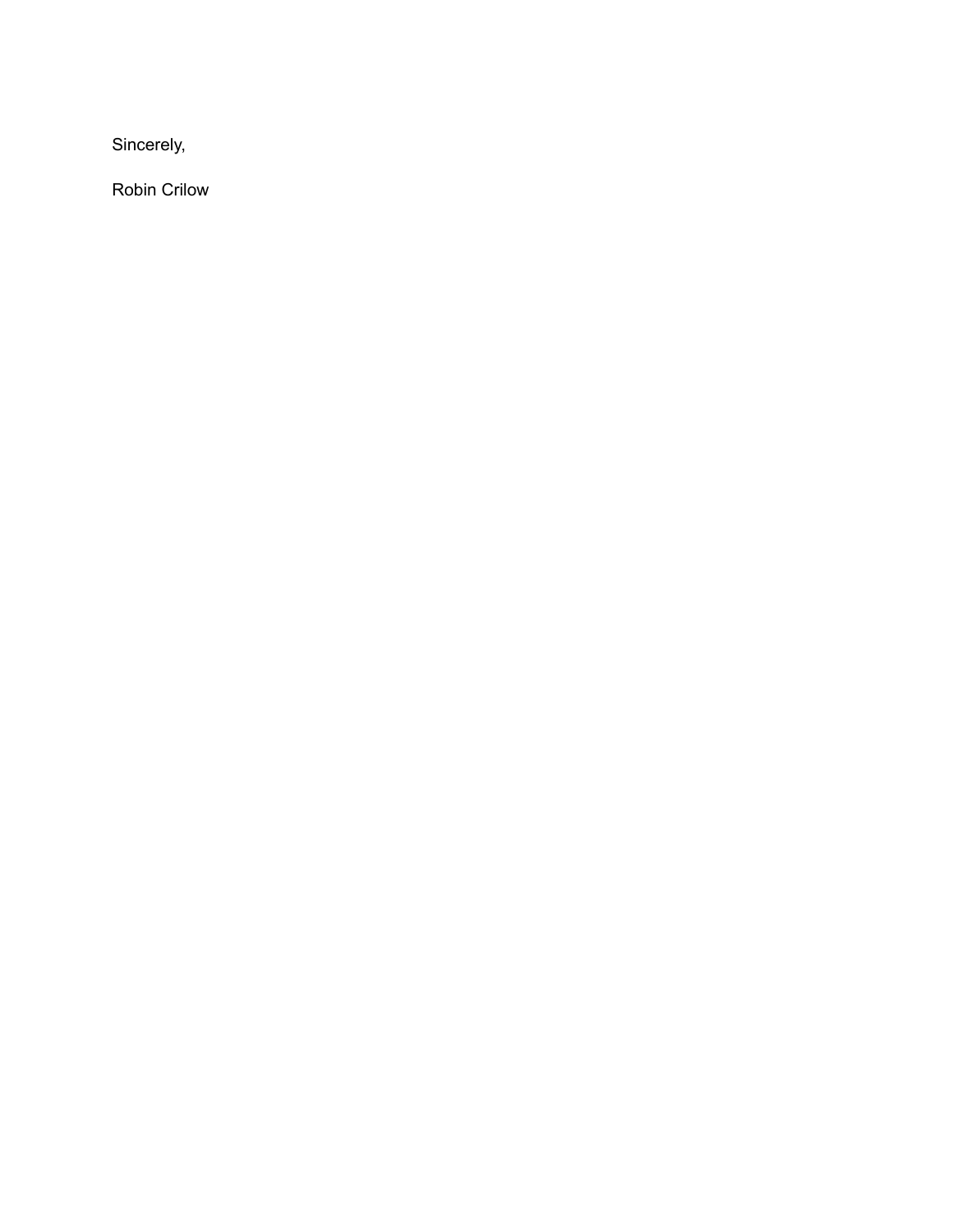Sincerely,

Robin Crilow